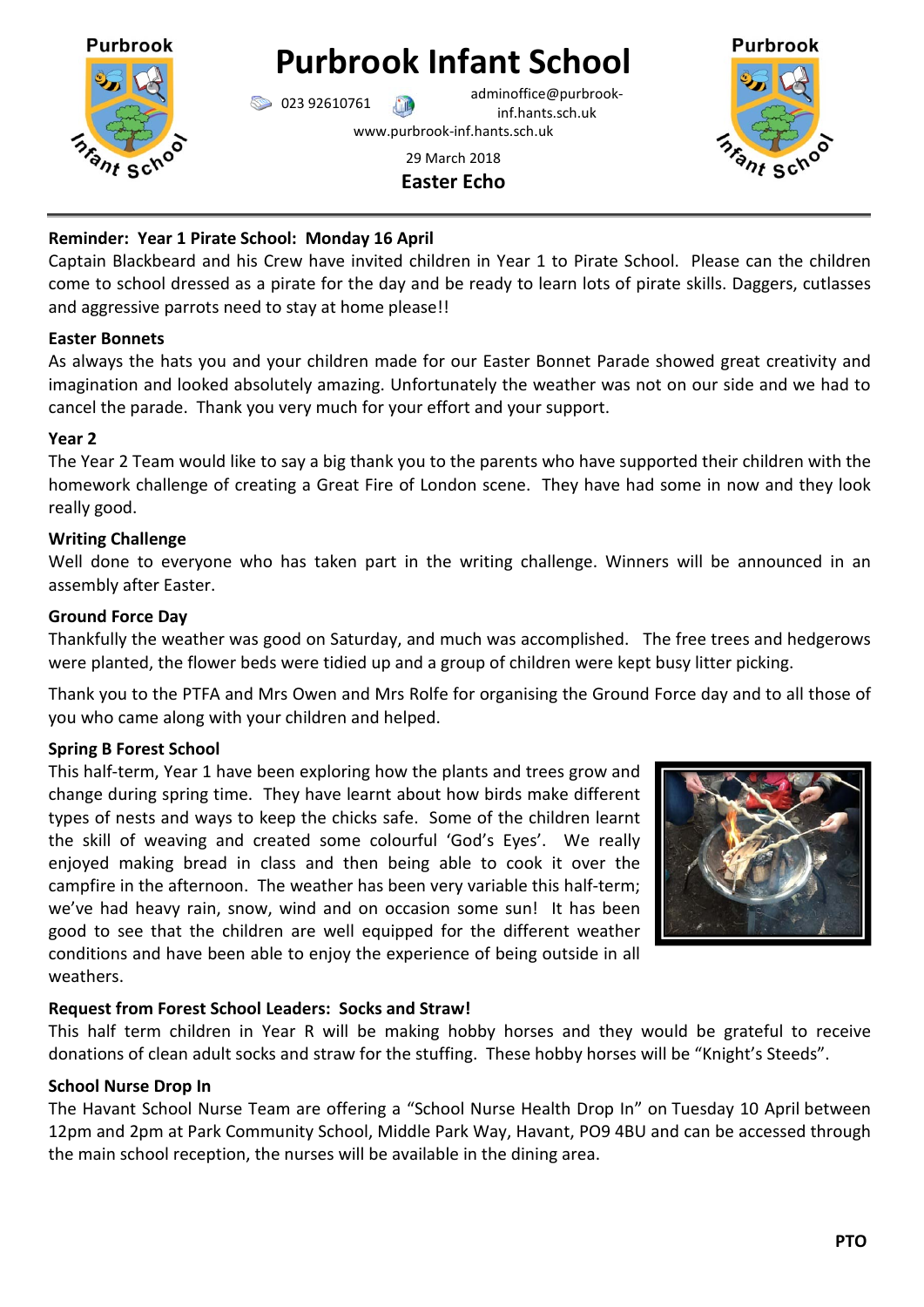# Purbrook Infant School

023 92610761 adminoffice@purbrook-inf.hants.sch.uk

www.purbrook-inf.hants.sch.uk

29 March 2018

## Easter Echo

**Reminder: Year 1 Pirate School: Monday 16 April**

Captain Blackbeard and his Crew have invited children in Year 1 to Pirate School. Please can the children come to school dressed as a pirate for the day and be ready to learn lots of pirate skills. Daggers, cutlasses and aggressive parrots need to stay at home please!!

**Easter Bonnets**

As always the hats you and your children made for our Easter Bonnet Parade showed great creativity and imagination and looked absolutely amazing. Unfortunately the weather was not on our side and we had to cancel the parade. Thank you very much for your effort and your support.

**Year 2**

The Year 2 Team would like to say a big thank you to the parents who have supported their children with the homework challenge of creating a Great Fire of London scene. They have had some in now and they look really good.

**Writing Challenge**

Well done to everyone who has taken part in the writing challenge. Winners will be announced in an assembly after Easter.

**Ground Force Day**

Thankfully the weather was good on Saturday, and much was accomplished. The free trees and hedgerows were planted, the flower beds were tidied up and a group of children were kept busy litter picking.

Thank you to the PTFA and Mrs Owen and Mrs Rolfe for organising the Ground Force day and to all those of you who came along with your children and helped.

**Spring B Forest School**

This half-term, Year 1 have been exploring how the plants and trees grow and change during spring time. They have learnt about how birds make different types of nests and ways to keep the chicks safe. Some of the children learnt the skill of weaving and created some colourful 'God's Eyes'. We really enjoyed making bread in class and then being able to cook it over the campfire in the afternoon. The weather has been very variable this half-term; we've had heavy rain, snow, wind and on occasion some sun! It has been good to see that the children are well equipped for the different weather conditions and have been able to enjoy the experience of being outside in all weathers.

**Request from Forest School Leaders: Socks and Straw!**

This half term children in Year R will be making hobby horses and they would be grateful to receive donations of clean adult socks and straw for the stuffing. These hobby horses will be "Knight's Steeds".

**School Nurse Drop In**

The Havant School Nurse Team are offering a "School Nurse Health Drop In" on Tuesday 10 April between 12pm and 2pm at Park Community School, Middle Park Way, Havant, PO9 4BU and can be accessed through the main school reception, the nurses will be available in the dining area.

**PTO**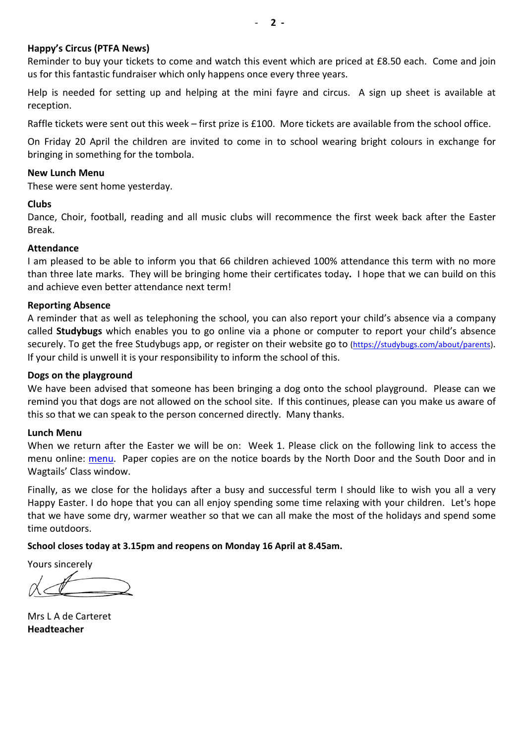**Happy's Circus (PTFA News)**

Reminder to buy your tickets to come and watch this event which are priced at £8.50 each. Come and join us for this fantastic fundraiser which only happens once every three years.

Help is needed for setting up and helping at the mini fayre and circus. A sign up sheet is available at reception.

Raffle tickets were sent out this week – first prize is £100. More tickets are available from the school office.

On Friday 20 April the children are invited to come in to school wearing bright colours in exchange for bringing in something for the tombola.

**New Lunch Menu**

These were sent home yesterday.

**Clubs**

Dance, Choir, football, reading and all music clubs will recommence the first week back after the Easter Break.

**Attendance**

I am pleased to be able to inform you that 66 children achieved 100% attendance this term with no more than three late marks. They will be bringing home their certificates today**.** I hope that we can build on this and achieve even better attendance next term!

**Reporting Absence**

A reminder that as well as telephoning the school, you can also report your child's absence via a company called **Studybugs** which enables you to go online via a phone or computer to report your child's absence securely. To get the free Studybugs app, or register on their website go to (https://studybugs.com/about/parents). If your child is unwell it is your responsibility to inform the school of this.

**Dogs on the playground**

We have been advised that someone has been bringing a dog onto the school playground. Please can we remind you that dogs are not allowed on the school site. If this continues, please can you make us aware of this so that we can speak to the person concerned directly. Many thanks.

**Lunch Menu**

When we return after the Easter we will be on: Week 1. Please click on the following link to access the menu online: menu. Paper copies are on the notice boards by the North Door and the South Door and in Wagtails' Class window.

Finally, as we close for the holidays after a busy and successful term I should like to wish you all a very Happy Easter. I do hope that you can all enjoy spending some time relaxing with your children. Let's hope that we have some dry, warmer weather so that we can all make the most of the holidays and spend some time outdoors.

**School closes today at 3.15pm and reopens on Monday 16 April at 8.45am.**

Yours sincerely

Mrs L A de Carteret
**Headteacher**